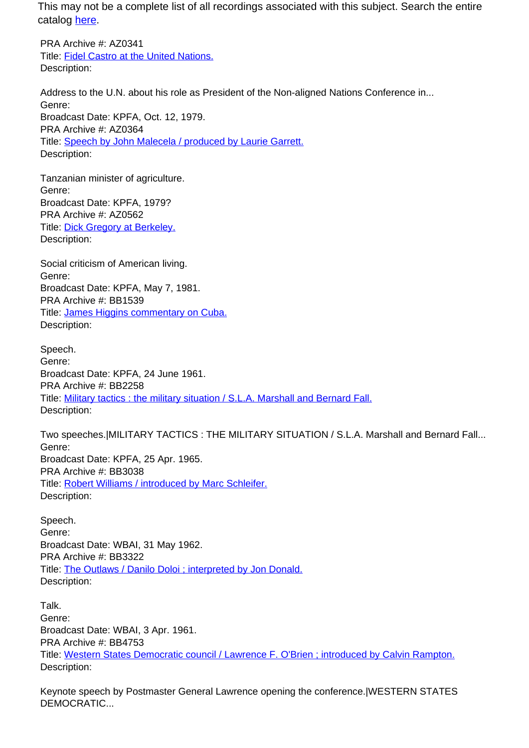This may not be a complete list of all recordings associated with this subject. Search the entire catalog [here](here).

PRA Archive #: AZ0341
Title: [Fidel Castro at the United Nations.](Fidel Castro at the United Nations.)
Description:

Address to the U.N. about his role as President of the Non-aligned Nations Conference in...
Genre:
Broadcast Date: KPFA, Oct. 12, 1979.

PRA Archive #: AZ0364
Title: [Speech by John Malecela / produced by Laurie Garrett.](Speech by John Malecela / produced by Laurie Garrett.)
Description:

Tanzanian minister of agriculture.
Genre:
Broadcast Date: KPFA, 1979?

PRA Archive #: AZ0562
Title: [Dick Gregory at Berkeley.](Dick Gregory at Berkeley.)
Description:

Social criticism of American living.
Genre:
Broadcast Date: KPFA, May 7, 1981.

PRA Archive #: BB1539
Title: [James Higgins commentary on Cuba.](James Higgins commentary on Cuba.)
Description:

Speech.
Genre:
Broadcast Date: KPFA, 24 June 1961.

PRA Archive #: BB2258
Title: [Military tactics : the military situation / S.L.A. Marshall and Bernard Fall.](Military tactics : the military situation / S.L.A. Marshall and Bernard Fall.)
Description:

Two speeches.|MILITARY TACTICS : THE MILITARY SITUATION / S.L.A. Marshall and Bernard Fall...
Genre:
Broadcast Date: KPFA, 25 Apr. 1965.

PRA Archive #: BB3038
Title: [Robert Williams / introduced by Marc Schleifer.](Robert Williams / introduced by Marc Schleifer.)
Description:

Speech.
Genre:
Broadcast Date: WBAI, 31 May 1962.

PRA Archive #: BB3322
Title: [The Outlaws / Danilo Doloi ; interpreted by Jon Donald.](The Outlaws / Danilo Doloi ; interpreted by Jon Donald.)
Description:

Talk.
Genre:
Broadcast Date: WBAI, 3 Apr. 1961.

PRA Archive #: BB4753
Title: [Western States Democratic council / Lawrence F. O'Brien ; introduced by Calvin Rampton.](Western States Democratic council / Lawrence F. O'Brien ; introduced by Calvin Rampton.)
Description:

Keynote speech by Postmaster General Lawrence opening the conference.|WESTERN STATES DEMOCRATIC...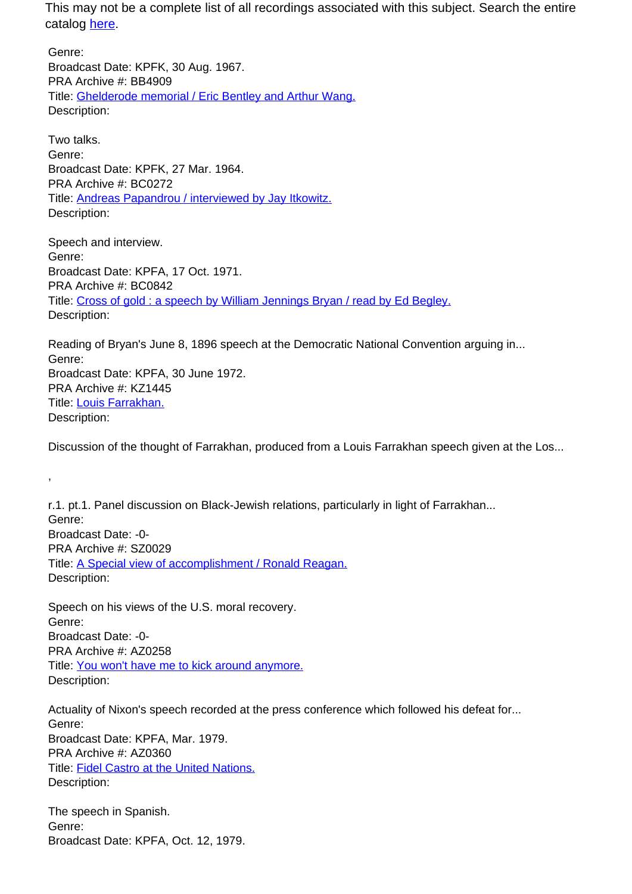This may not be a complete list of all recordings associated with this subject. Search the entire catalog here.

Genre:
Broadcast Date: KPFK, 30 Aug. 1967.
PRA Archive #: BB4909
Title: Ghelderode memorial / Eric Bentley and Arthur Wang.
Description:

Two talks.
Genre:
Broadcast Date: KPFK, 27 Mar. 1964.
PRA Archive #: BC0272
Title: Andreas Papandrou / interviewed by Jay Itkowitz.
Description:

Speech and interview.
Genre:
Broadcast Date: KPFA, 17 Oct. 1971.
PRA Archive #: BC0842
Title: Cross of gold : a speech by William Jennings Bryan / read by Ed Begley.
Description:

Reading of Bryan's June 8, 1896 speech at the Democratic National Convention arguing in...
Genre:
Broadcast Date: KPFA, 30 June 1972.
PRA Archive #: KZ1445
Title: Louis Farrakhan.
Description:

Discussion of the thought of Farrakhan, produced from a Louis Farrakhan speech given at the Los...

,

r.1. pt.1. Panel discussion on Black-Jewish relations, particularly in light of Farrakhan...
Genre:
Broadcast Date: -0-
PRA Archive #: SZ0029
Title: A Special view of accomplishment / Ronald Reagan.
Description:

Speech on his views of the U.S. moral recovery.
Genre:
Broadcast Date: -0-
PRA Archive #: AZ0258
Title: You won't have me to kick around anymore.
Description:

Actuality of Nixon's speech recorded at the press conference which followed his defeat for...
Genre:
Broadcast Date: KPFA, Mar. 1979.
PRA Archive #: AZ0360
Title: Fidel Castro at the United Nations.
Description:

The speech in Spanish.
Genre:
Broadcast Date: KPFA, Oct. 12, 1979.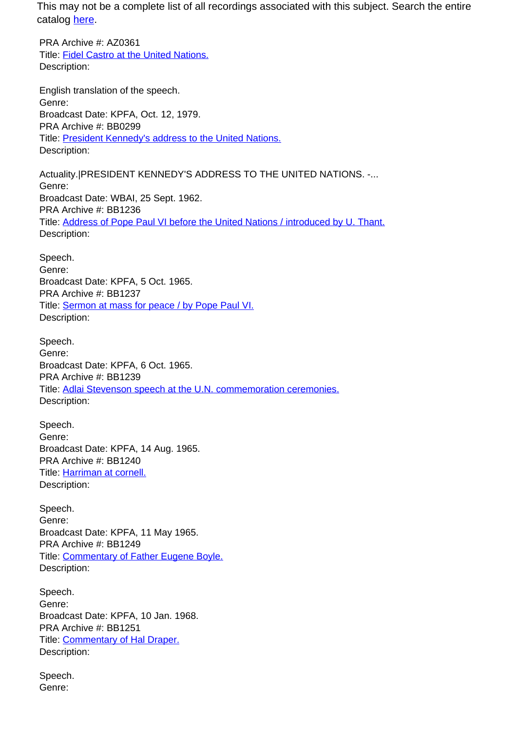This may not be a complete list of all recordings associated with this subject. Search the entire catalog here.

PRA Archive #: AZ0361
Title: Fidel Castro at the United Nations.
Description:

English translation of the speech.
Genre:
Broadcast Date: KPFA, Oct. 12, 1979.
PRA Archive #: BB0299
Title: President Kennedy's address to the United Nations.
Description:

Actuality.|PRESIDENT KENNEDY'S ADDRESS TO THE UNITED NATIONS. -...
Genre:
Broadcast Date: WBAI, 25 Sept. 1962.
PRA Archive #: BB1236
Title: Address of Pope Paul VI before the United Nations / introduced by U. Thant.
Description:

Speech.
Genre:
Broadcast Date: KPFA, 5 Oct. 1965.
PRA Archive #: BB1237
Title: Sermon at mass for peace / by Pope Paul VI.
Description:

Speech.
Genre:
Broadcast Date: KPFA, 6 Oct. 1965.
PRA Archive #: BB1239
Title: Adlai Stevenson speech at the U.N. commemoration ceremonies.
Description:

Speech.
Genre:
Broadcast Date: KPFA, 14 Aug. 1965.
PRA Archive #: BB1240
Title: Harriman at cornell.
Description:

Speech.
Genre:
Broadcast Date: KPFA, 11 May 1965.
PRA Archive #: BB1249
Title: Commentary of Father Eugene Boyle.
Description:

Speech.
Genre:
Broadcast Date: KPFA, 10 Jan. 1968.
PRA Archive #: BB1251
Title: Commentary of Hal Draper.
Description:

Speech.
Genre: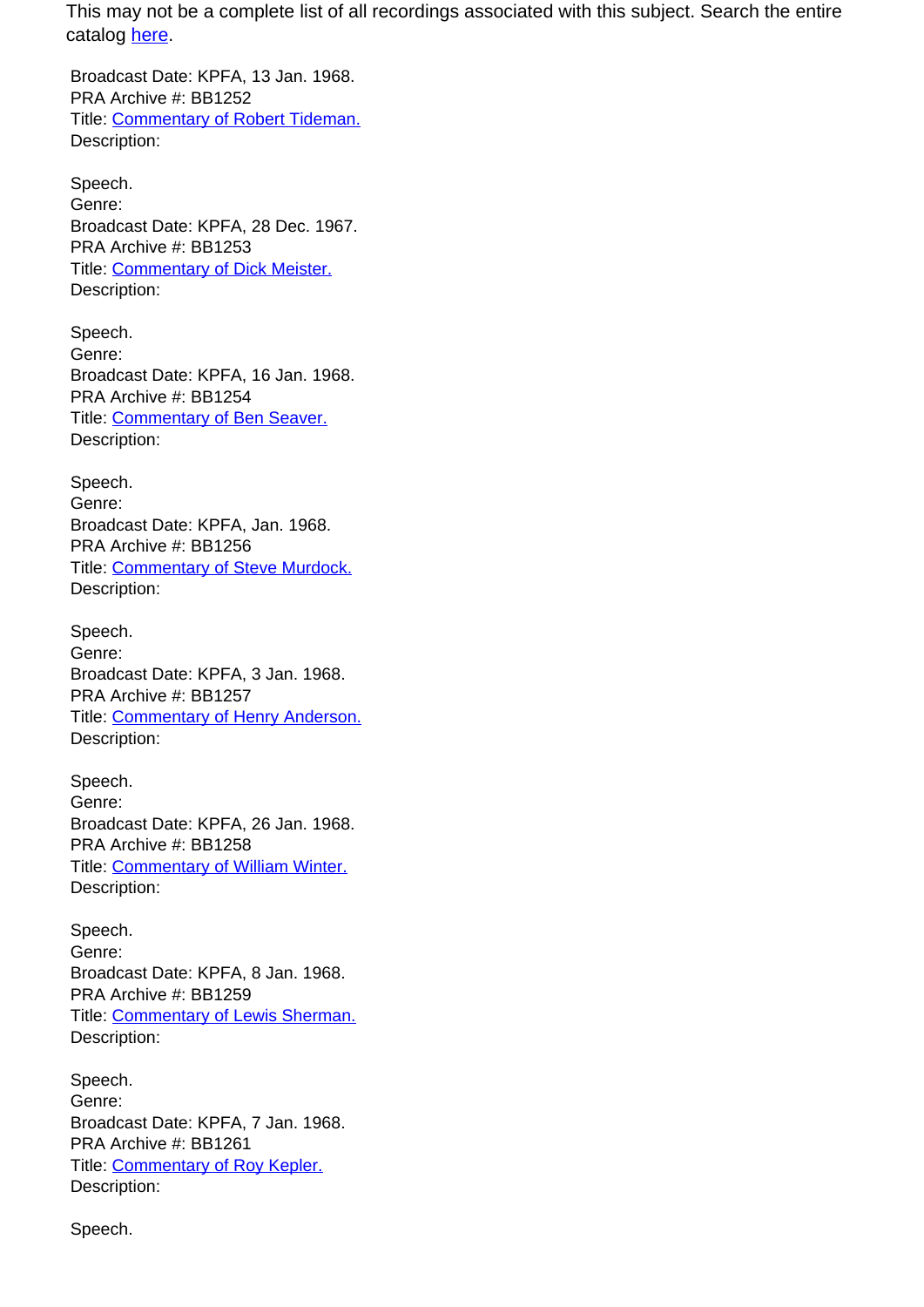This may not be a complete list of all recordings associated with this subject. Search the entire catalog [here](#).

Broadcast Date: KPFA, 13 Jan. 1968.
PRA Archive #: BB1252
Title: [Commentary of Robert Tideman.](#)
Description:

Speech.
Genre:
Broadcast Date: KPFA, 28 Dec. 1967.
PRA Archive #: BB1253
Title: [Commentary of Dick Meister.](#)
Description:

Speech.
Genre:
Broadcast Date: KPFA, 16 Jan. 1968.
PRA Archive #: BB1254
Title: [Commentary of Ben Seaver.](#)
Description:

Speech.
Genre:
Broadcast Date: KPFA, Jan. 1968.
PRA Archive #: BB1256
Title: [Commentary of Steve Murdock.](#)
Description:

Speech.
Genre:
Broadcast Date: KPFA, 3 Jan. 1968.
PRA Archive #: BB1257
Title: [Commentary of Henry Anderson.](#)
Description:

Speech.
Genre:
Broadcast Date: KPFA, 26 Jan. 1968.
PRA Archive #: BB1258
Title: [Commentary of William Winter.](#)
Description:

Speech.
Genre:
Broadcast Date: KPFA, 8 Jan. 1968.
PRA Archive #: BB1259
Title: [Commentary of Lewis Sherman.](#)
Description:

Speech.
Genre:
Broadcast Date: KPFA, 7 Jan. 1968.
PRA Archive #: BB1261
Title: [Commentary of Roy Kepler.](#)
Description:

Speech.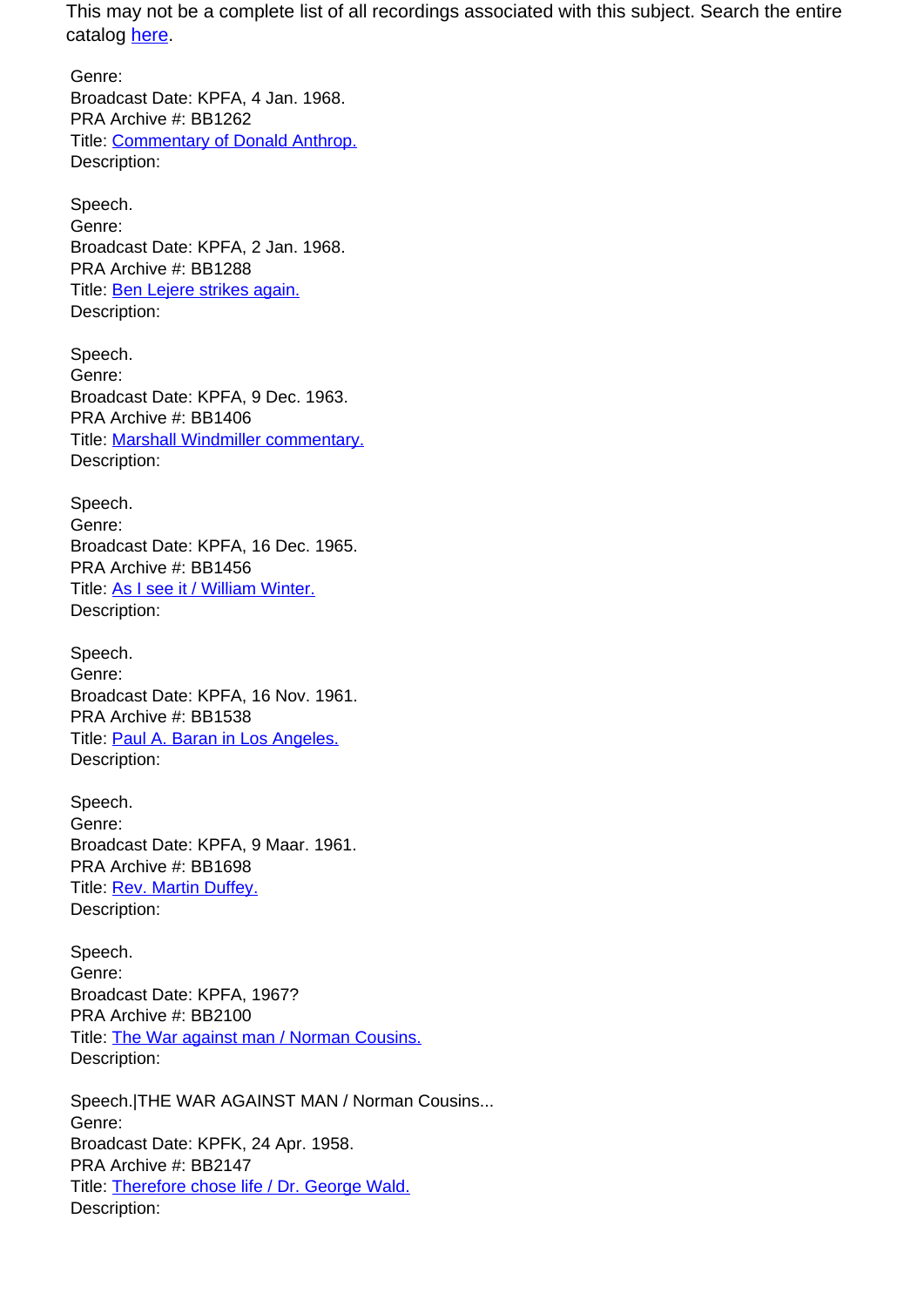This may not be a complete list of all recordings associated with this subject. Search the entire catalog here.

Genre:
Broadcast Date: KPFA, 4 Jan. 1968.
PRA Archive #: BB1262
Title: Commentary of Donald Anthrop.
Description:

Speech.
Genre:
Broadcast Date: KPFA, 2 Jan. 1968.
PRA Archive #: BB1288
Title: Ben Lejere strikes again.
Description:

Speech.
Genre:
Broadcast Date: KPFA, 9 Dec. 1963.
PRA Archive #: BB1406
Title: Marshall Windmiller commentary.
Description:

Speech.
Genre:
Broadcast Date: KPFA, 16 Dec. 1965.
PRA Archive #: BB1456
Title: As I see it / William Winter.
Description:

Speech.
Genre:
Broadcast Date: KPFA, 16 Nov. 1961.
PRA Archive #: BB1538
Title: Paul A. Baran in Los Angeles.
Description:

Speech.
Genre:
Broadcast Date: KPFA, 9 Maar. 1961.
PRA Archive #: BB1698
Title: Rev. Martin Duffey.
Description:

Speech.
Genre:
Broadcast Date: KPFA, 1967?
PRA Archive #: BB2100
Title: The War against man / Norman Cousins.
Description:

Speech.|THE WAR AGAINST MAN / Norman Cousins...
Genre:
Broadcast Date: KPFK, 24 Apr. 1958.
PRA Archive #: BB2147
Title: Therefore chose life / Dr. George Wald.
Description: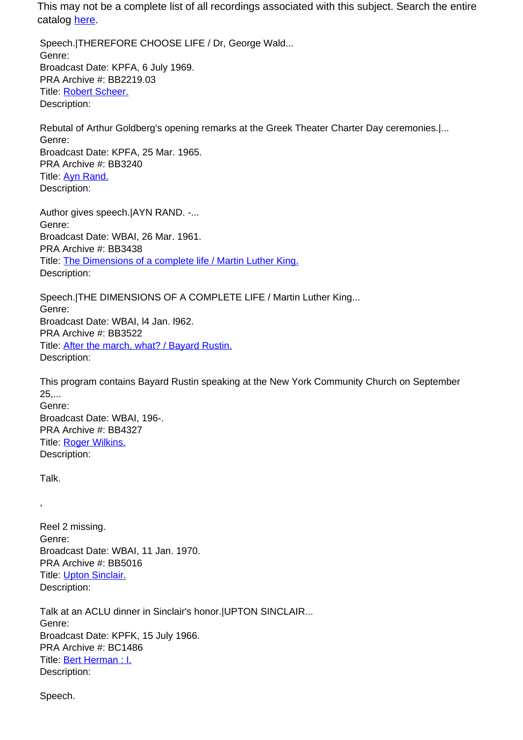This may not be a complete list of all recordings associated with this subject. Search the entire catalog [here](#).

Speech.|THEREFORE CHOOSE LIFE / Dr, George Wald...
Genre:
Broadcast Date: KPFA, 6 July 1969.
PRA Archive #: BB2219.03
Title: [Robert Scheer.](#)
Description:

Rebutal of Arthur Goldberg's opening remarks at the Greek Theater Charter Day ceremonies.|...
Genre:
Broadcast Date: KPFA, 25 Mar. 1965.
PRA Archive #: BB3240
Title: [Ayn Rand.](#)
Description:

Author gives speech.|AYN RAND. -...
Genre:
Broadcast Date: WBAI, 26 Mar. 1961.
PRA Archive #: BB3438
Title: [The Dimensions of a complete life / Martin Luther King.](#)
Description:

Speech.|THE DIMENSIONS OF A COMPLETE LIFE / Martin Luther King...
Genre:
Broadcast Date: WBAI, l4 Jan. l962.
PRA Archive #: BB3522
Title: [After the march, what? / Bayard Rustin.](#)
Description:

This program contains Bayard Rustin speaking at the New York Community Church on September 25,...
Genre:
Broadcast Date: WBAI, 196-.
PRA Archive #: BB4327
Title: [Roger Wilkins.](#)
Description:

Talk.

,

Reel 2 missing.
Genre:
Broadcast Date: WBAI, 11 Jan. 1970.
PRA Archive #: BB5016
Title: [Upton Sinclair.](#)
Description:

Talk at an ACLU dinner in Sinclair's honor.|UPTON SINCLAIR...
Genre:
Broadcast Date: KPFK, 15 July 1966.
PRA Archive #: BC1486
Title: [Bert Herman : I.](#)
Description:

Speech.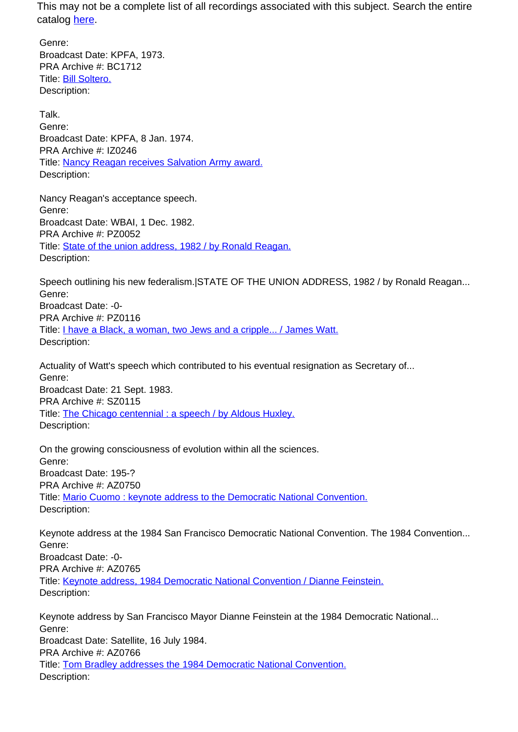This may not be a complete list of all recordings associated with this subject. Search the entire catalog [here](here).

Genre:
Broadcast Date: KPFA, 1973.
PRA Archive #: BC1712
Title: [Bill Soltero.]()
Description:

Talk.
Genre:
Broadcast Date: KPFA, 8 Jan. 1974.
PRA Archive #: IZ0246
Title: [Nancy Reagan receives Salvation Army award.]()
Description:

Nancy Reagan's acceptance speech.
Genre:
Broadcast Date: WBAI, 1 Dec. 1982.
PRA Archive #: PZ0052
Title: [State of the union address, 1982 / by Ronald Reagan.]()
Description:

Speech outlining his new federalism.|STATE OF THE UNION ADDRESS, 1982 / by Ronald Reagan...
Genre:
Broadcast Date: -0-
PRA Archive #: PZ0116
Title: [I have a Black, a woman, two Jews and a cripple... / James Watt.]()
Description:

Actuality of Watt's speech which contributed to his eventual resignation as Secretary of...
Genre:
Broadcast Date: 21 Sept. 1983.
PRA Archive #: SZ0115
Title: [The Chicago centennial : a speech / by Aldous Huxley.]()
Description:

On the growing consciousness of evolution within all the sciences.
Genre:
Broadcast Date: 195-?
PRA Archive #: AZ0750
Title: [Mario Cuomo : keynote address to the Democratic National Convention.]()
Description:

Keynote address at the 1984 San Francisco Democratic National Convention. The 1984 Convention...
Genre:
Broadcast Date: -0-
PRA Archive #: AZ0765
Title: [Keynote address, 1984 Democratic National Convention / Dianne Feinstein.]()
Description:

Keynote address by San Francisco Mayor Dianne Feinstein at the 1984 Democratic National...
Genre:
Broadcast Date: Satellite, 16 July 1984.
PRA Archive #: AZ0766
Title: [Tom Bradley addresses the 1984 Democratic National Convention.]()
Description: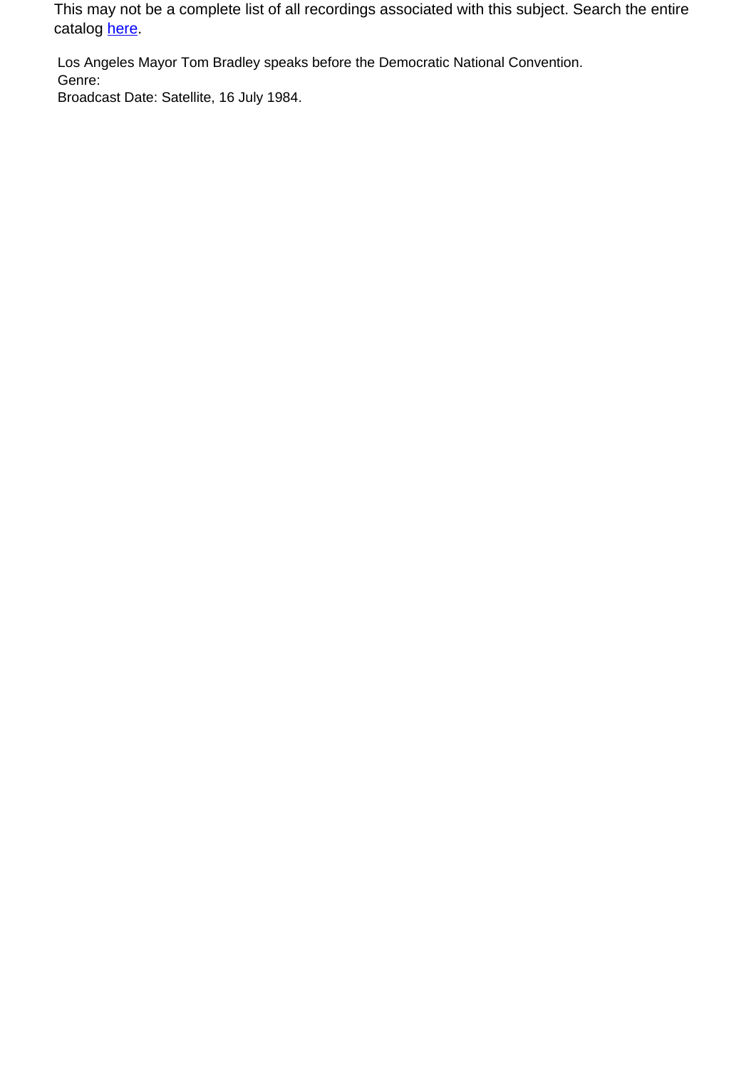This may not be a complete list of all recordings associated with this subject. Search the entire catalog here.

Los Angeles Mayor Tom Bradley speaks before the Democratic National Convention.
Genre:
Broadcast Date: Satellite, 16 July 1984.